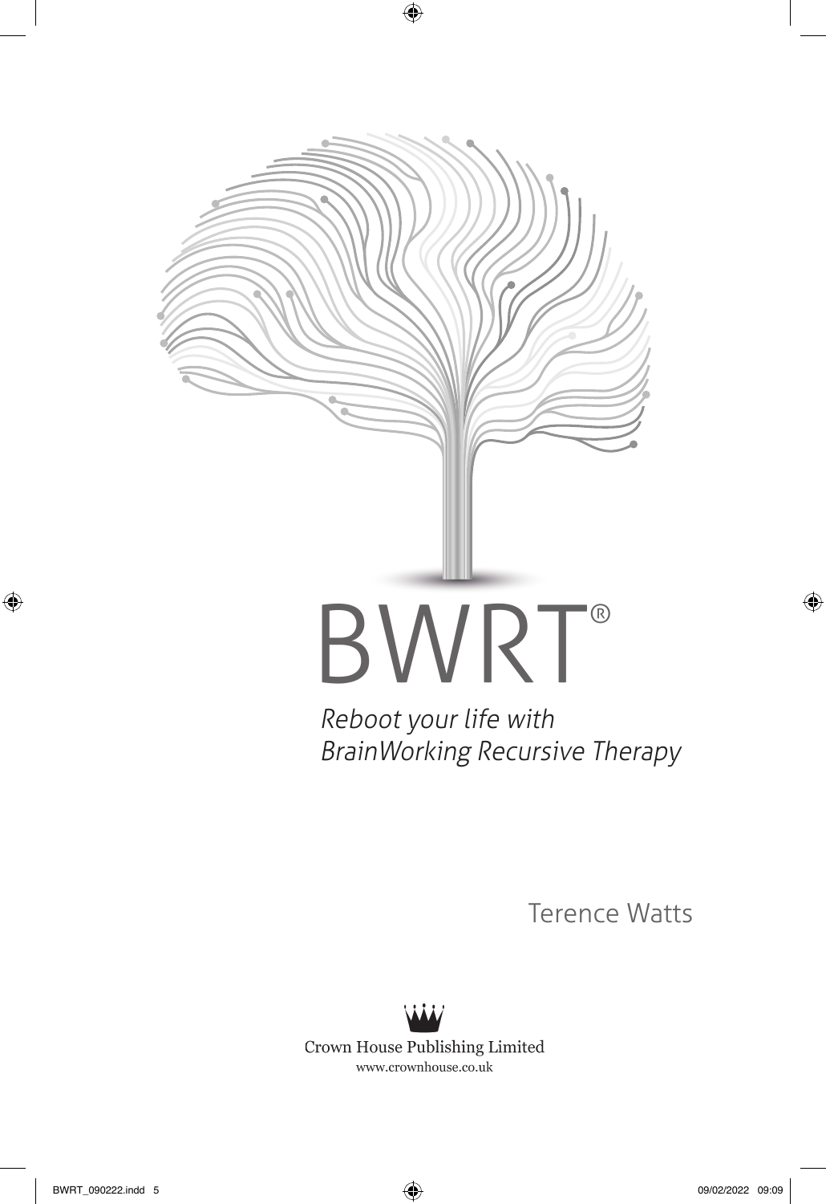# BWRT®

*Reboot your life with BrainWorking Recursive Therapy*

Terence Watts

Crown House Publishing Limited
www.crownhouse.co.uk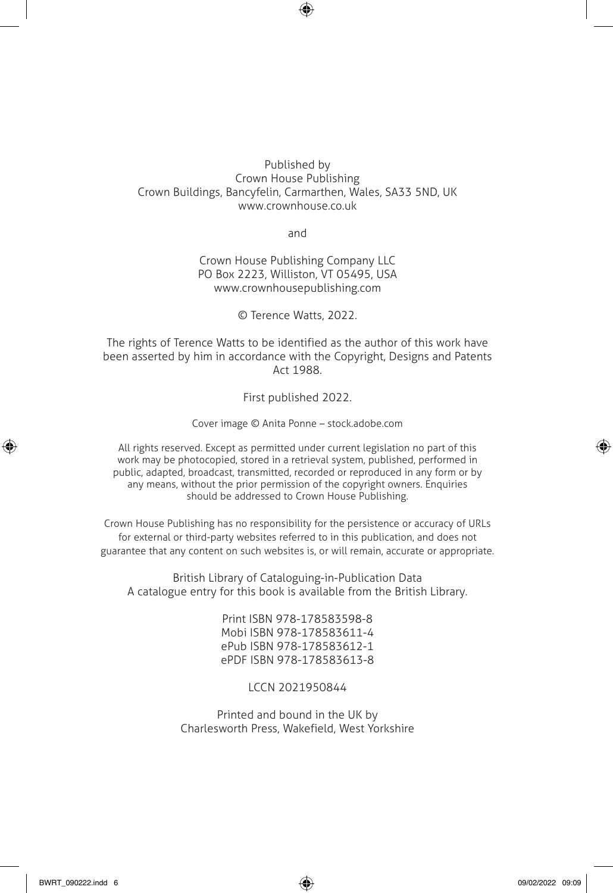Published by
Crown House Publishing
Crown Buildings, Bancyfelin, Carmarthen, Wales, SA33 5ND, UK
www.crownhouse.co.uk

and

Crown House Publishing Company LLC
PO Box 2223, Williston, VT 05495, USA
www.crownhousepublishing.com

© Terence Watts, 2022.

The rights of Terence Watts to be identified as the author of this work have been asserted by him in accordance with the Copyright, Designs and Patents Act 1988.

First published 2022.

Cover image © Anita Ponne – stock.adobe.com

All rights reserved. Except as permitted under current legislation no part of this work may be photocopied, stored in a retrieval system, published, performed in public, adapted, broadcast, transmitted, recorded or reproduced in any form or by any means, without the prior permission of the copyright owners. Enquiries should be addressed to Crown House Publishing.

Crown House Publishing has no responsibility for the persistence or accuracy of URLs for external or third-party websites referred to in this publication, and does not guarantee that any content on such websites is, or will remain, accurate or appropriate.

British Library of Cataloguing-in-Publication Data
A catalogue entry for this book is available from the British Library.

Print ISBN 978-178583598-8
Mobi ISBN 978-178583611-4
ePub ISBN 978-178583612-1
ePDF ISBN 978-178583613-8

LCCN 2021950844

Printed and bound in the UK by
Charlesworth Press, Wakefield, West Yorkshire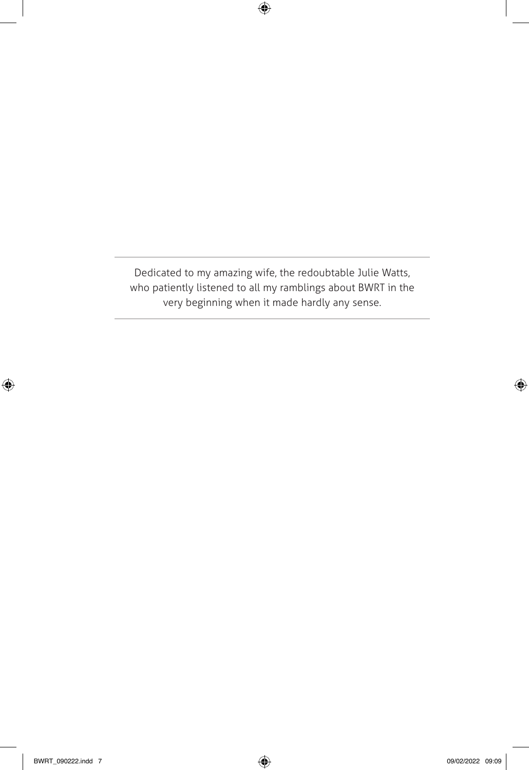Dedicated to my amazing wife, the redoubtable Julie Watts, who patiently listened to all my ramblings about BWRT in the very beginning when it made hardly any sense.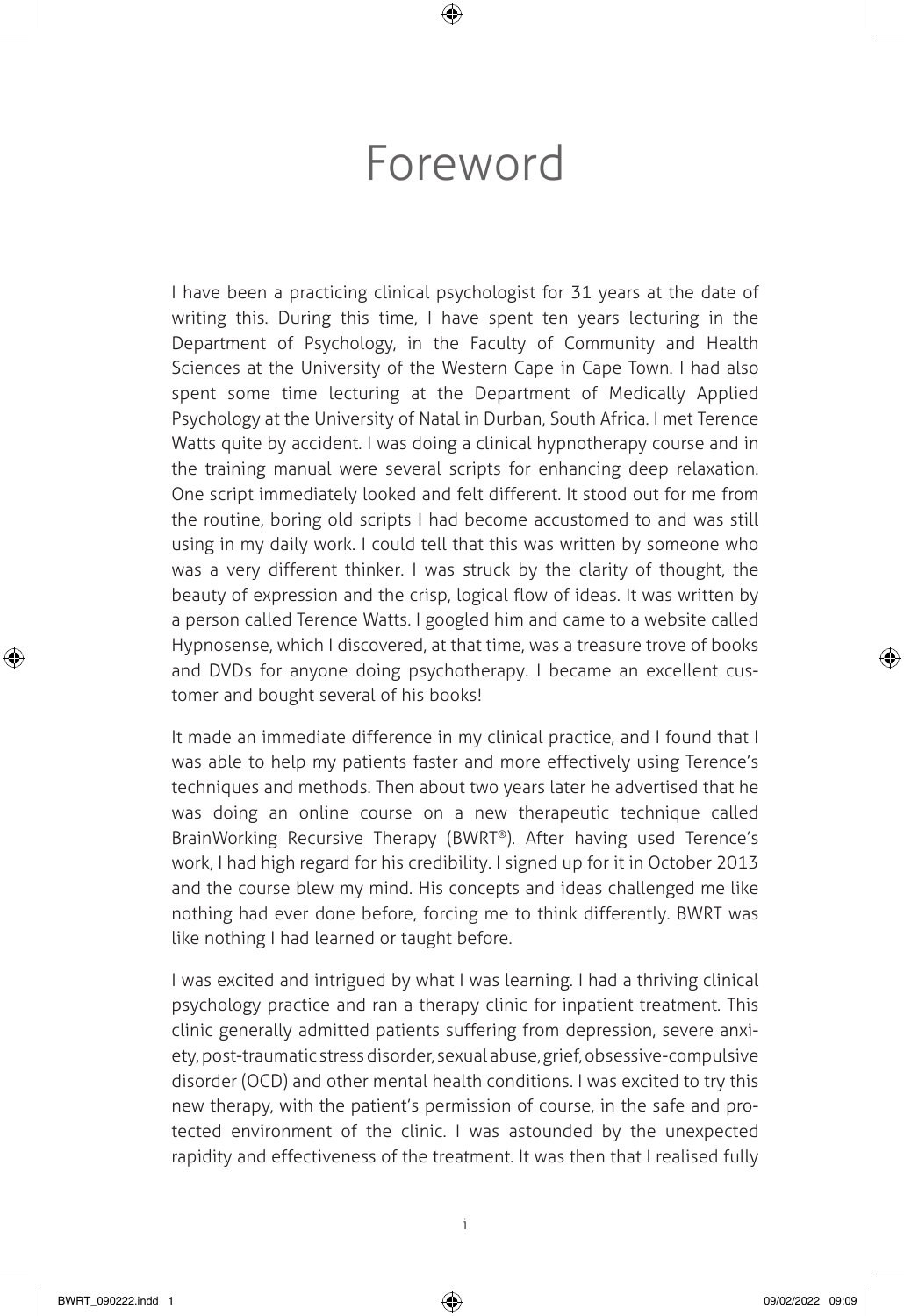# Foreword

I have been a practicing clinical psychologist for 31 years at the date of writing this. During this time, I have spent ten years lecturing in the Department of Psychology, in the Faculty of Community and Health Sciences at the University of the Western Cape in Cape Town. I had also spent some time lecturing at the Department of Medically Applied Psychology at the University of Natal in Durban, South Africa. I met Terence Watts quite by accident. I was doing a clinical hypnotherapy course and in the training manual were several scripts for enhancing deep relaxation. One script immediately looked and felt different. It stood out for me from the routine, boring old scripts I had become accustomed to and was still using in my daily work. I could tell that this was written by someone who was a very different thinker. I was struck by the clarity of thought, the beauty of expression and the crisp, logical flow of ideas. It was written by a person called Terence Watts. I googled him and came to a website called Hypnosense, which I discovered, at that time, was a treasure trove of books and DVDs for anyone doing psychotherapy. I became an excellent customer and bought several of his books!

It made an immediate difference in my clinical practice, and I found that I was able to help my patients faster and more effectively using Terence's techniques and methods. Then about two years later he advertised that he was doing an online course on a new therapeutic technique called BrainWorking Recursive Therapy (BWRT®). After having used Terence's work, I had high regard for his credibility. I signed up for it in October 2013 and the course blew my mind. His concepts and ideas challenged me like nothing had ever done before, forcing me to think differently. BWRT was like nothing I had learned or taught before.

I was excited and intrigued by what I was learning. I had a thriving clinical psychology practice and ran a therapy clinic for inpatient treatment. This clinic generally admitted patients suffering from depression, severe anxiety, post-traumatic stress disorder, sexual abuse, grief, obsessive-compulsive disorder (OCD) and other mental health conditions. I was excited to try this new therapy, with the patient's permission of course, in the safe and protected environment of the clinic. I was astounded by the unexpected rapidity and effectiveness of the treatment. It was then that I realised fully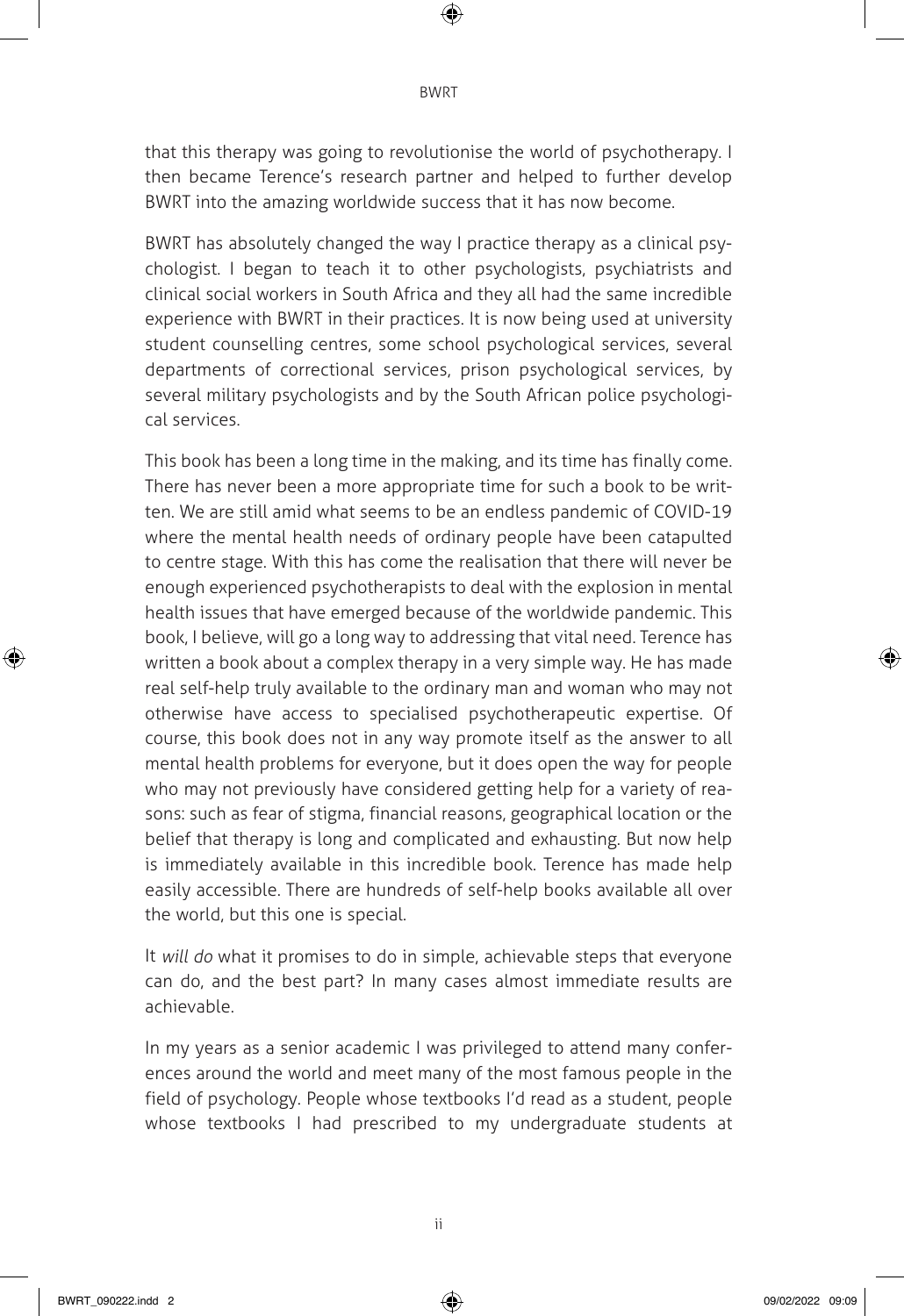that this therapy was going to revolutionise the world of psychotherapy. I then became Terence's research partner and helped to further develop BWRT into the amazing worldwide success that it has now become.

BWRT has absolutely changed the way I practice therapy as a clinical psychologist. I began to teach it to other psychologists, psychiatrists and clinical social workers in South Africa and they all had the same incredible experience with BWRT in their practices. It is now being used at university student counselling centres, some school psychological services, several departments of correctional services, prison psychological services, by several military psychologists and by the South African police psychological services.

This book has been a long time in the making, and its time has finally come. There has never been a more appropriate time for such a book to be written. We are still amid what seems to be an endless pandemic of COVID-19 where the mental health needs of ordinary people have been catapulted to centre stage. With this has come the realisation that there will never be enough experienced psychotherapists to deal with the explosion in mental health issues that have emerged because of the worldwide pandemic. This book, I believe, will go a long way to addressing that vital need. Terence has written a book about a complex therapy in a very simple way. He has made real self-help truly available to the ordinary man and woman who may not otherwise have access to specialised psychotherapeutic expertise. Of course, this book does not in any way promote itself as the answer to all mental health problems for everyone, but it does open the way for people who may not previously have considered getting help for a variety of reasons: such as fear of stigma, financial reasons, geographical location or the belief that therapy is long and complicated and exhausting. But now help is immediately available in this incredible book. Terence has made help easily accessible. There are hundreds of self-help books available all over the world, but this one is special.

It *will do* what it promises to do in simple, achievable steps that everyone can do, and the best part? In many cases almost immediate results are achievable.

In my years as a senior academic I was privileged to attend many conferences around the world and meet many of the most famous people in the field of psychology. People whose textbooks I'd read as a student, people whose textbooks I had prescribed to my undergraduate students at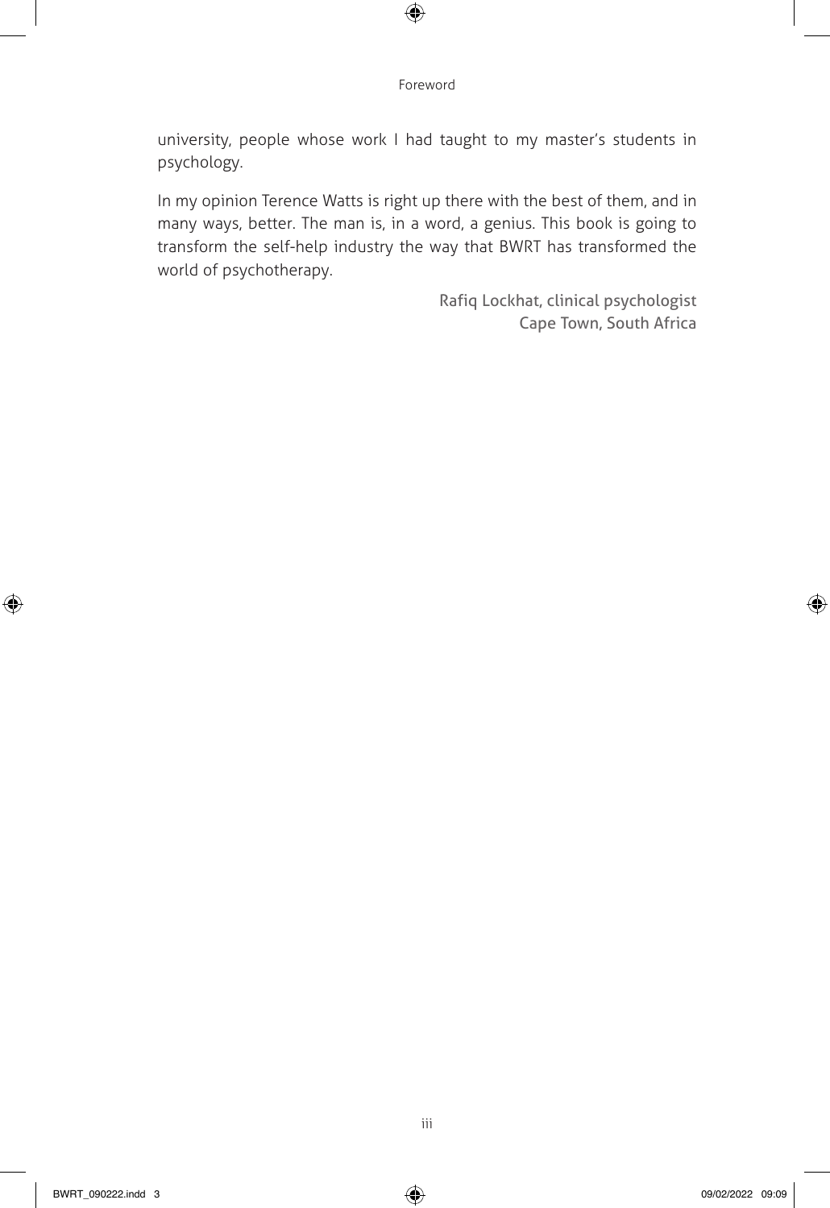university, people whose work I had taught to my master's students in psychology.

In my opinion Terence Watts is right up there with the best of them, and in many ways, better. The man is, in a word, a genius. This book is going to transform the self-help industry the way that BWRT has transformed the world of psychotherapy.

Rafiq Lockhat, clinical psychologist  
Cape Town, South Africa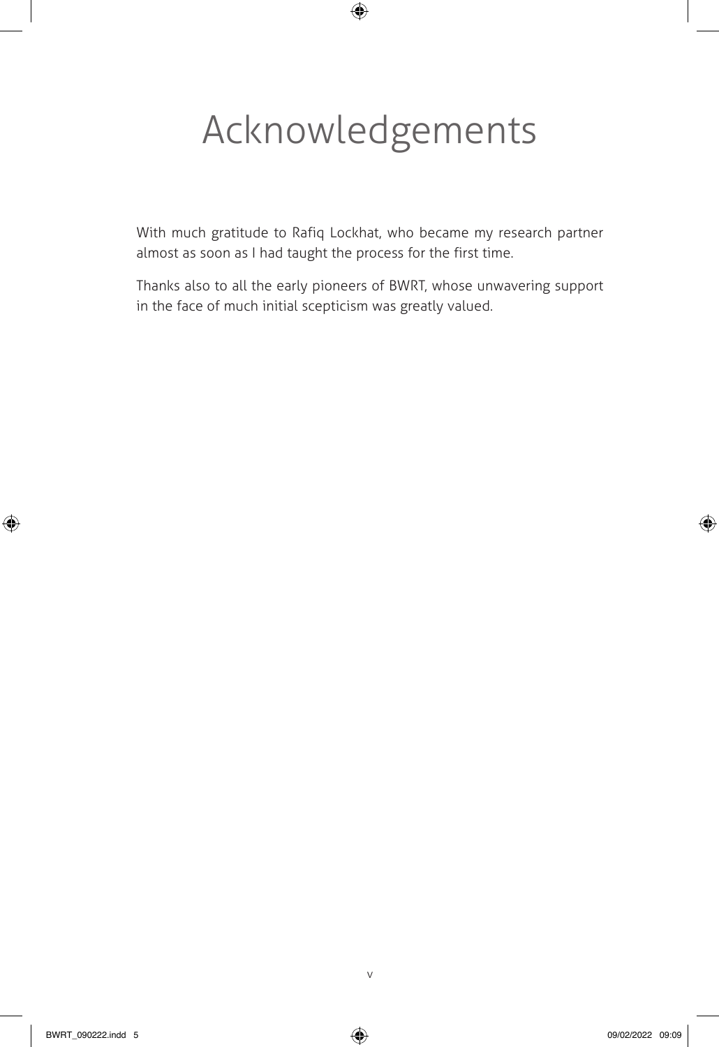# Acknowledgements

With much gratitude to Rafiq Lockhat, who became my research partner almost as soon as I had taught the process for the first time.

Thanks also to all the early pioneers of BWRT, whose unwavering support in the face of much initial scepticism was greatly valued.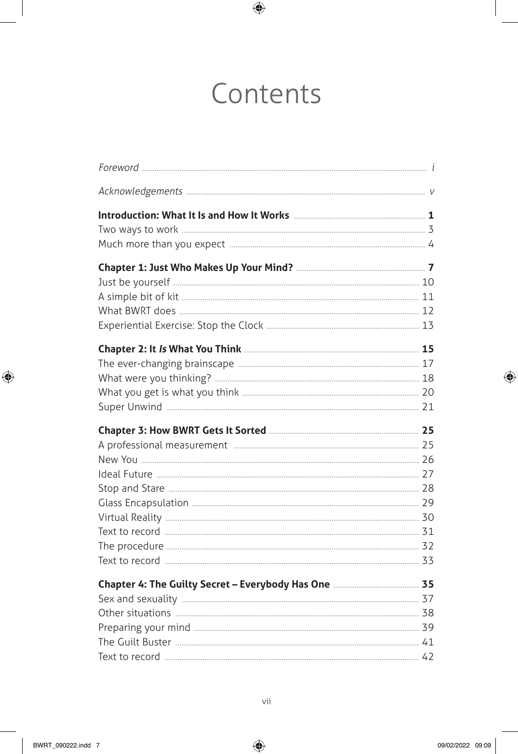# Contents

| | |
|---|---|
| *Foreword* | *i* |
| *Acknowledgements* | *v* |
| **Introduction: What It Is and How It Works** | **1** |
| Two ways to work | 3 |
| Much more than you expect | 4 |
| **Chapter 1: Just Who Makes Up Your Mind?** | **7** |
| Just be yourself | 10 |
| A simple bit of kit | 11 |
| What BWRT does | 12 |
| Experiential Exercise: Stop the Clock | 13 |
| **Chapter 2: It *Is* What You Think** | **15** |
| The ever-changing brainscape | 17 |
| What were you thinking? | 18 |
| What you get is what you think | 20 |
| Super Unwind | 21 |
| **Chapter 3: How BWRT Gets It Sorted** | **25** |
| A professional measurement | 25 |
| New You | 26 |
| Ideal Future | 27 |
| Stop and Stare | 28 |
| Glass Encapsulation | 29 |
| Virtual Reality | 30 |
| Text to record | 31 |
| The procedure | 32 |
| Text to record | 33 |
| **Chapter 4: The Guilty Secret – Everybody Has One** | **35** |
| Sex and sexuality | 37 |
| Other situations | 38 |
| Preparing your mind | 39 |
| The Guilt Buster | 41 |
| Text to record | 42 |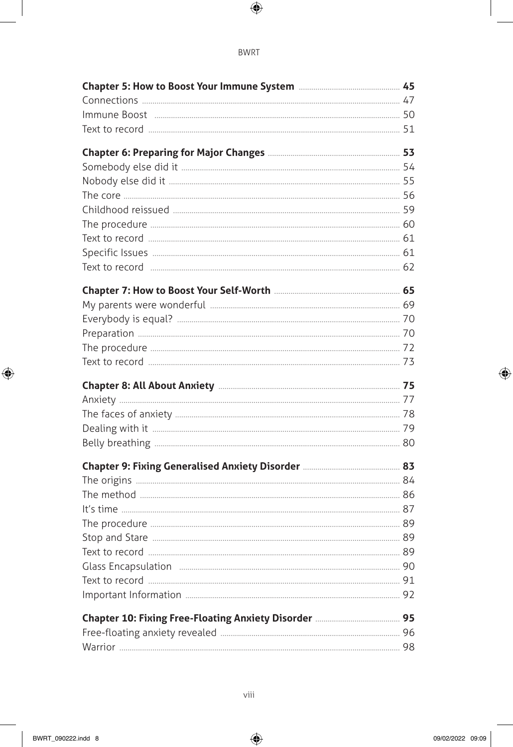**Chapter 5: How to Boost Your Immune System** ........ **45**
Connections ........ 47
Immune Boost ........ 50
Text to record ........ 51

**Chapter 6: Preparing for Major Changes** ........ **53**
Somebody else did it ........ 54
Nobody else did it ........ 55
The core ........ 56
Childhood reissued ........ 59
The procedure ........ 60
Text to record ........ 61
Specific Issues ........ 61
Text to record ........ 62

**Chapter 7: How to Boost Your Self-Worth** ........ **65**
My parents were wonderful ........ 69
Everybody is equal? ........ 70
Preparation ........ 70
The procedure ........ 72
Text to record ........ 73

**Chapter 8: All About Anxiety** ........ **75**
Anxiety ........ 77
The faces of anxiety ........ 78
Dealing with it ........ 79
Belly breathing ........ 80

**Chapter 9: Fixing Generalised Anxiety Disorder** ........ **83**
The origins ........ 84
The method ........ 86
It's time ........ 87
The procedure ........ 89
Stop and Stare ........ 89
Text to record ........ 89
Glass Encapsulation ........ 90
Text to record ........ 91
Important Information ........ 92

**Chapter 10: Fixing Free-Floating Anxiety Disorder** ........ **95**
Free-floating anxiety revealed ........ 96
Warrior ........ 98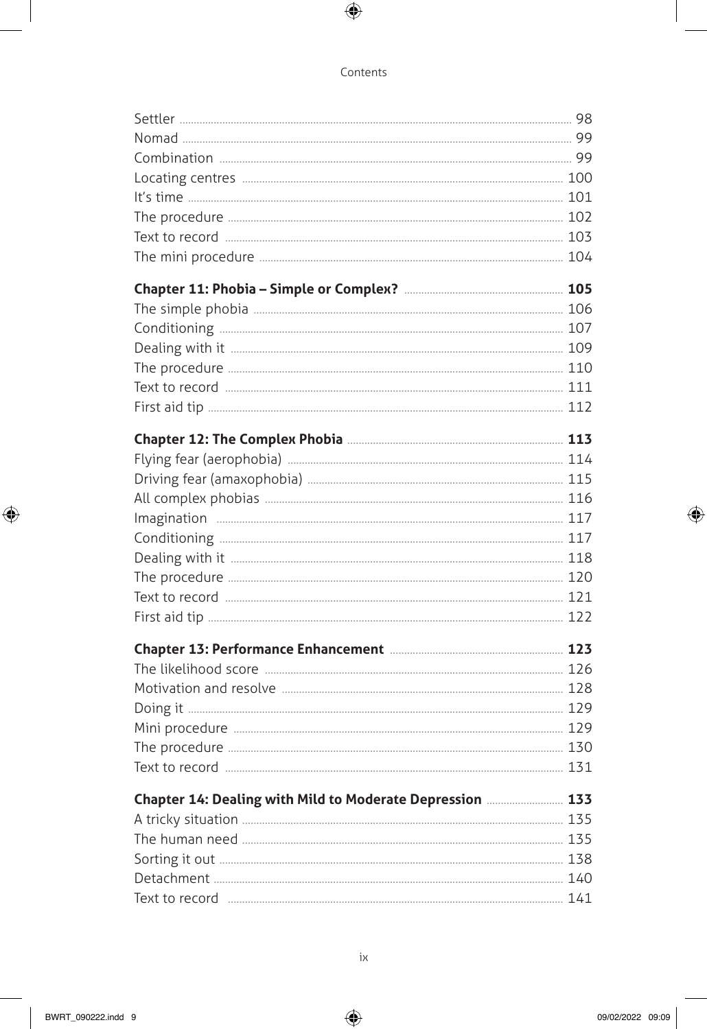Settler ..... 98
Nomad ..... 99
Combination ..... 99
Locating centres ..... 100
It's time ..... 101
The procedure ..... 102
Text to record ..... 103
The mini procedure ..... 104

**Chapter 11: Phobia – Simple or Complex? ..... 105**
The simple phobia ..... 106
Conditioning ..... 107
Dealing with it ..... 109
The procedure ..... 110
Text to record ..... 111
First aid tip ..... 112

**Chapter 12: The Complex Phobia ..... 113**
Flying fear (aerophobia) ..... 114
Driving fear (amaxophobia) ..... 115
All complex phobias ..... 116
Imagination ..... 117
Conditioning ..... 117
Dealing with it ..... 118
The procedure ..... 120
Text to record ..... 121
First aid tip ..... 122

**Chapter 13: Performance Enhancement ..... 123**
The likelihood score ..... 126
Motivation and resolve ..... 128
Doing it ..... 129
Mini procedure ..... 129
The procedure ..... 130
Text to record ..... 131

**Chapter 14: Dealing with Mild to Moderate Depression ..... 133**
A tricky situation ..... 135
The human need ..... 135
Sorting it out ..... 138
Detachment ..... 140
Text to record ..... 141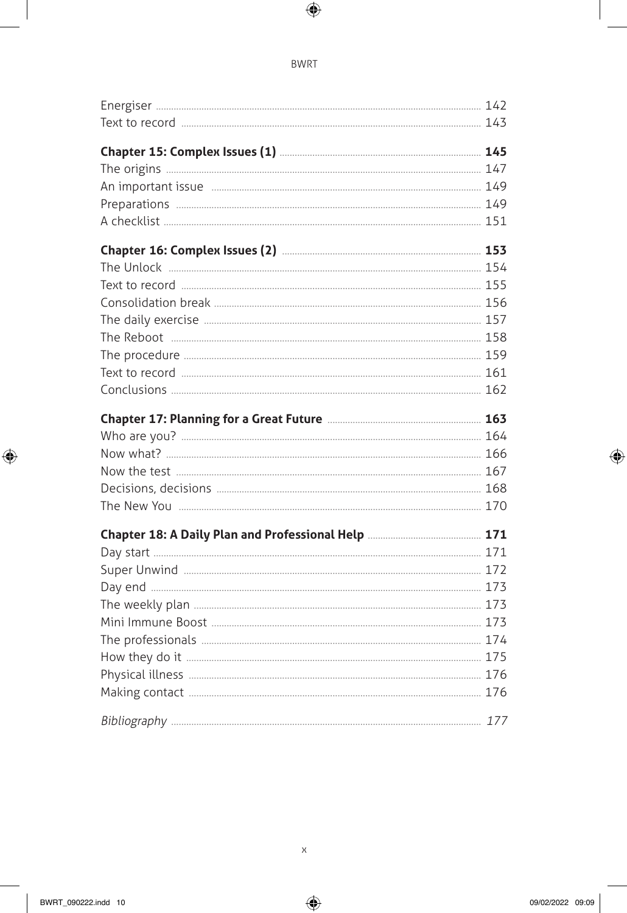| | |
|---|---|
| Energiser | 142 |
| Text to record | 143 |
| **Chapter 15: Complex Issues (1)** | **145** |
| The origins | 147 |
| An important issue | 149 |
| Preparations | 149 |
| A checklist | 151 |
| **Chapter 16: Complex Issues (2)** | **153** |
| The Unlock | 154 |
| Text to record | 155 |
| Consolidation break | 156 |
| The daily exercise | 157 |
| The Reboot | 158 |
| The procedure | 159 |
| Text to record | 161 |
| Conclusions | 162 |
| **Chapter 17: Planning for a Great Future** | **163** |
| Who are you? | 164 |
| Now what? | 166 |
| Now the test | 167 |
| Decisions, decisions | 168 |
| The New You | 170 |
| **Chapter 18: A Daily Plan and Professional Help** | **171** |
| Day start | 171 |
| Super Unwind | 172 |
| Day end | 173 |
| The weekly plan | 173 |
| Mini Immune Boost | 173 |
| The professionals | 174 |
| How they do it | 175 |
| Physical illness | 176 |
| Making contact | 176 |
| *Bibliography* | *177* |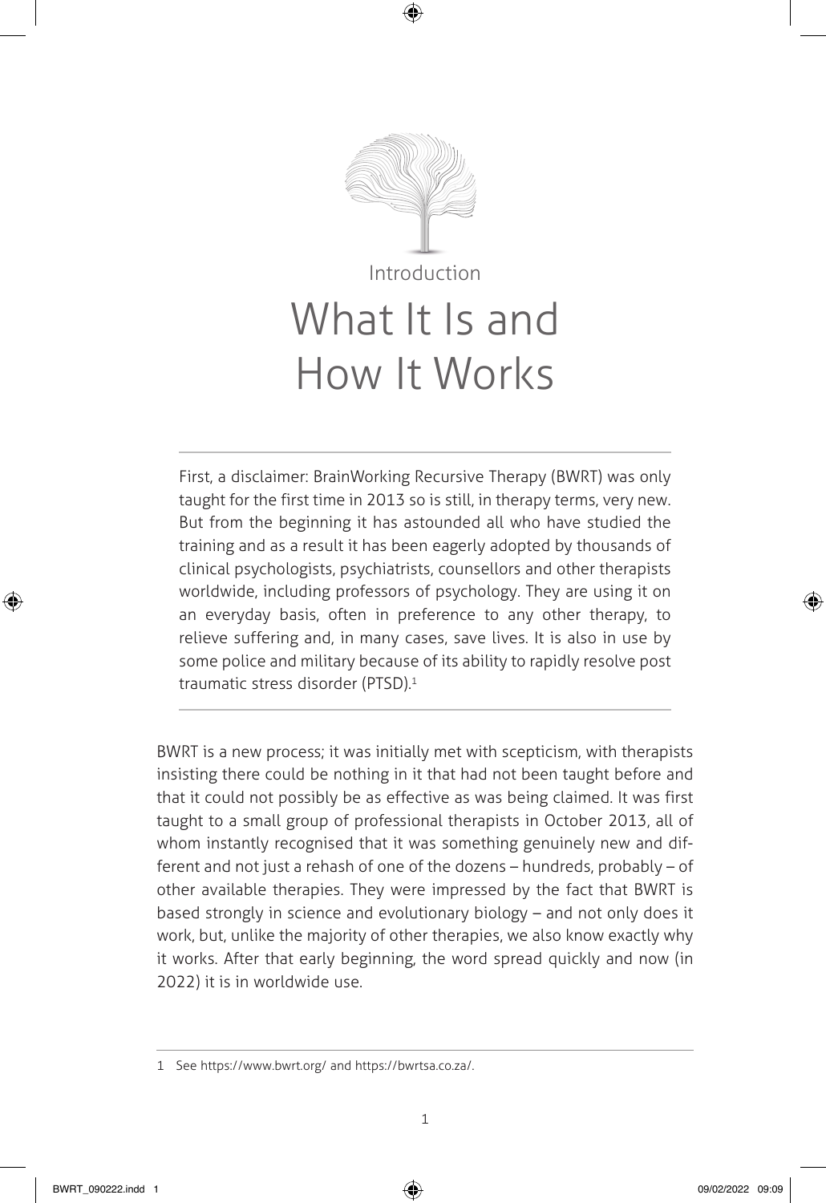Introduction

# What It Is and How It Works

First, a disclaimer: BrainWorking Recursive Therapy (BWRT) was only taught for the first time in 2013 so is still, in therapy terms, very new. But from the beginning it has astounded all who have studied the training and as a result it has been eagerly adopted by thousands of clinical psychologists, psychiatrists, counsellors and other therapists worldwide, including professors of psychology. They are using it on an everyday basis, often in preference to any other therapy, to relieve suffering and, in many cases, save lives. It is also in use by some police and military because of its ability to rapidly resolve post traumatic stress disorder (PTSD).[1]

BWRT is a new process; it was initially met with scepticism, with therapists insisting there could be nothing in it that had not been taught before and that it could not possibly be as effective as was being claimed. It was first taught to a small group of professional therapists in October 2013, all of whom instantly recognised that it was something genuinely new and different and not just a rehash of one of the dozens – hundreds, probably – of other available therapies. They were impressed by the fact that BWRT is based strongly in science and evolutionary biology – and not only does it work, but, unlike the majority of other therapies, we also know exactly why it works. After that early beginning, the word spread quickly and now (in 2022) it is in worldwide use.

1 See https://www.bwrt.org/ and https://bwrtsa.co.za/.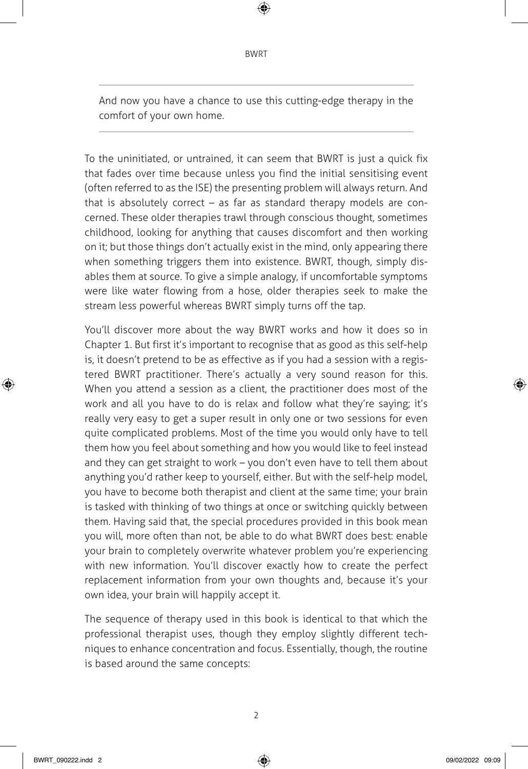> And now you have a chance to use this cutting-edge therapy in the comfort of your own home.

To the uninitiated, or untrained, it can seem that BWRT is just a quick fix that fades over time because unless you find the initial sensitising event (often referred to as the ISE) the presenting problem will always return. And that is absolutely correct – as far as standard therapy models are concerned. These older therapies trawl through conscious thought, sometimes childhood, looking for anything that causes discomfort and then working on it; but those things don't actually exist in the mind, only appearing there when something triggers them into existence. BWRT, though, simply disables them at source. To give a simple analogy, if uncomfortable symptoms were like water flowing from a hose, older therapies seek to make the stream less powerful whereas BWRT simply turns off the tap.

You'll discover more about the way BWRT works and how it does so in Chapter 1. But first it's important to recognise that as good as this self-help is, it doesn't pretend to be as effective as if you had a session with a registered BWRT practitioner. There's actually a very sound reason for this. When you attend a session as a client, the practitioner does most of the work and all you have to do is relax and follow what they're saying; it's really very easy to get a super result in only one or two sessions for even quite complicated problems. Most of the time you would only have to tell them how you feel about something and how you would like to feel instead and they can get straight to work – you don't even have to tell them about anything you'd rather keep to yourself, either. But with the self-help model, you have to become both therapist and client at the same time; your brain is tasked with thinking of two things at once or switching quickly between them. Having said that, the special procedures provided in this book mean you will, more often than not, be able to do what BWRT does best: enable your brain to completely overwrite whatever problem you're experiencing with new information. You'll discover exactly how to create the perfect replacement information from your own thoughts and, because it's your own idea, your brain will happily accept it.

The sequence of therapy used in this book is identical to that which the professional therapist uses, though they employ slightly different techniques to enhance concentration and focus. Essentially, though, the routine is based around the same concepts: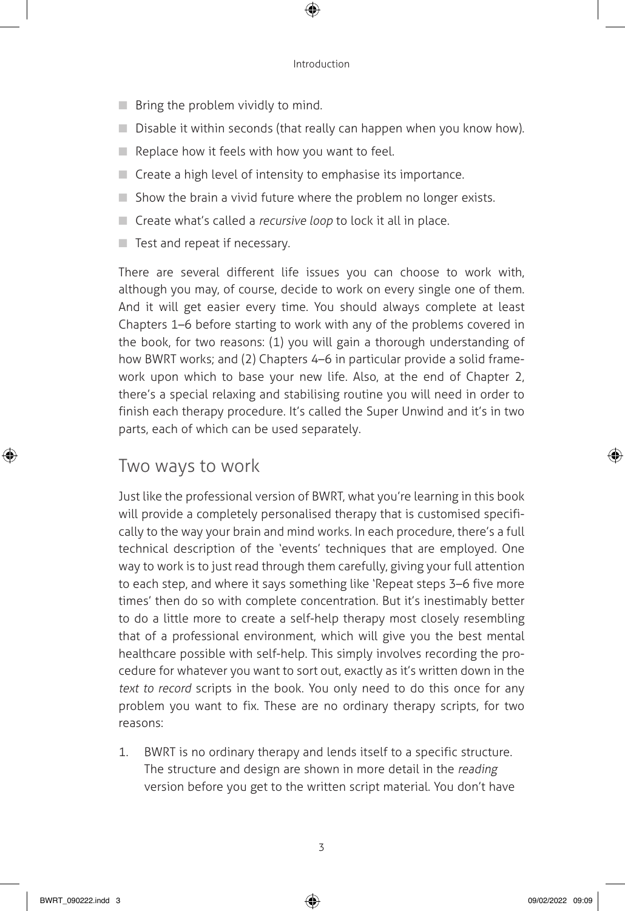- Bring the problem vividly to mind.
- Disable it within seconds (that really can happen when you know how).
- Replace how it feels with how you want to feel.
- Create a high level of intensity to emphasise its importance.
- Show the brain a vivid future where the problem no longer exists.
- Create what's called a *recursive loop* to lock it all in place.
- Test and repeat if necessary.

There are several different life issues you can choose to work with, although you may, of course, decide to work on every single one of them. And it will get easier every time. You should always complete at least Chapters 1–6 before starting to work with any of the problems covered in the book, for two reasons: (1) you will gain a thorough understanding of how BWRT works; and (2) Chapters 4–6 in particular provide a solid framework upon which to base your new life. Also, at the end of Chapter 2, there's a special relaxing and stabilising routine you will need in order to finish each therapy procedure. It's called the Super Unwind and it's in two parts, each of which can be used separately.

## Two ways to work

Just like the professional version of BWRT, what you're learning in this book will provide a completely personalised therapy that is customised specifically to the way your brain and mind works. In each procedure, there's a full technical description of the 'events' techniques that are employed. One way to work is to just read through them carefully, giving your full attention to each step, and where it says something like 'Repeat steps 3–6 five more times' then do so with complete concentration. But it's inestimably better to do a little more to create a self-help therapy most closely resembling that of a professional environment, which will give you the best mental healthcare possible with self-help. This simply involves recording the procedure for whatever you want to sort out, exactly as it's written down in the *text to record* scripts in the book. You only need to do this once for any problem you want to fix. These are no ordinary therapy scripts, for two reasons:

1. BWRT is no ordinary therapy and lends itself to a specific structure. The structure and design are shown in more detail in the *reading* version before you get to the written script material. You don't have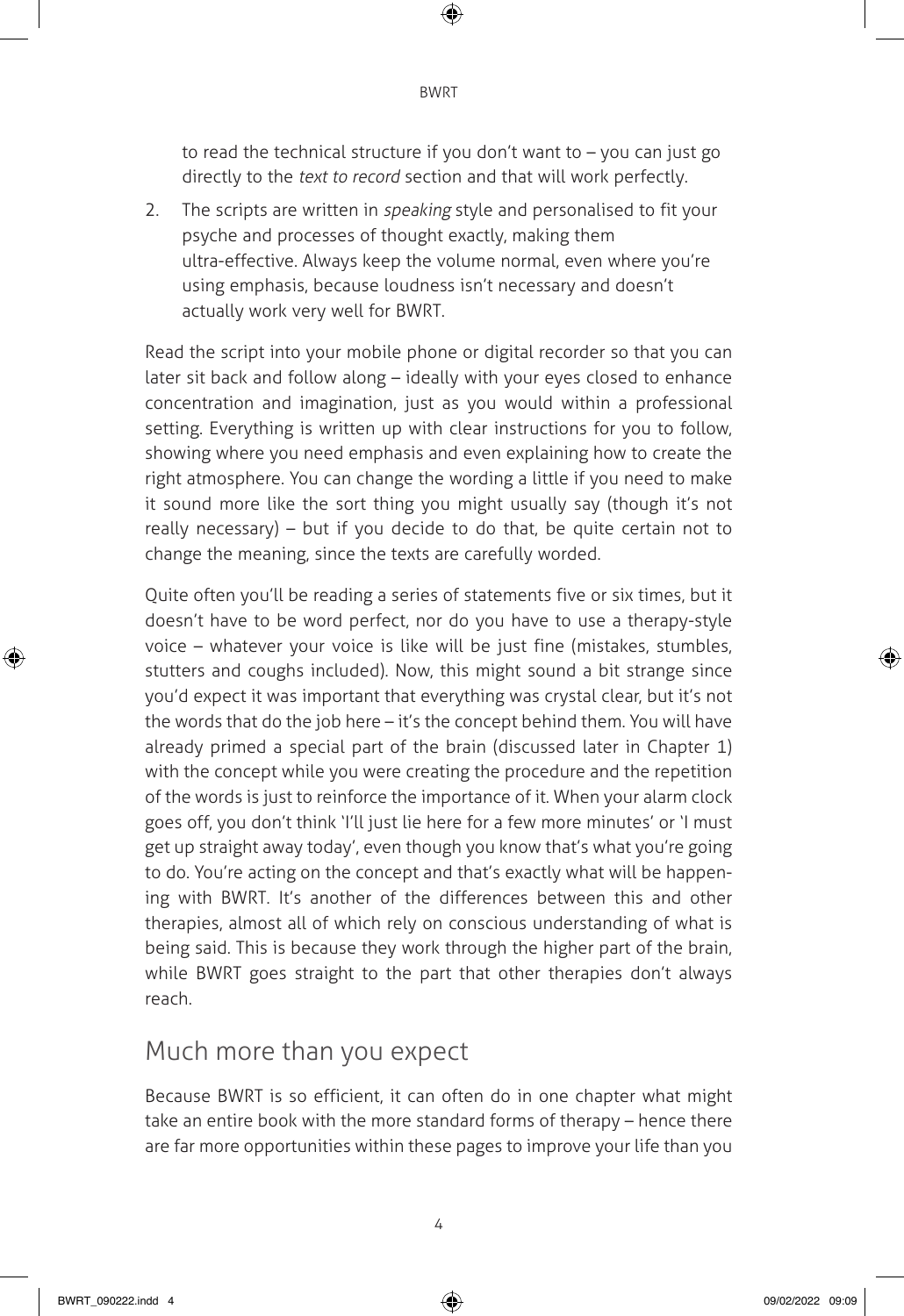to read the technical structure if you don't want to – you can just go directly to the *text to record* section and that will work perfectly.

2. The scripts are written in *speaking* style and personalised to fit your psyche and processes of thought exactly, making them ultra-effective. Always keep the volume normal, even where you're using emphasis, because loudness isn't necessary and doesn't actually work very well for BWRT.

Read the script into your mobile phone or digital recorder so that you can later sit back and follow along – ideally with your eyes closed to enhance concentration and imagination, just as you would within a professional setting. Everything is written up with clear instructions for you to follow, showing where you need emphasis and even explaining how to create the right atmosphere. You can change the wording a little if you need to make it sound more like the sort thing you might usually say (though it's not really necessary) – but if you decide to do that, be quite certain not to change the meaning, since the texts are carefully worded.

Quite often you'll be reading a series of statements five or six times, but it doesn't have to be word perfect, nor do you have to use a therapy-style voice – whatever your voice is like will be just fine (mistakes, stumbles, stutters and coughs included). Now, this might sound a bit strange since you'd expect it was important that everything was crystal clear, but it's not the words that do the job here – it's the concept behind them. You will have already primed a special part of the brain (discussed later in Chapter 1) with the concept while you were creating the procedure and the repetition of the words is just to reinforce the importance of it. When your alarm clock goes off, you don't think 'I'll just lie here for a few more minutes' or 'I must get up straight away today', even though you know that's what you're going to do. You're acting on the concept and that's exactly what will be happening with BWRT. It's another of the differences between this and other therapies, almost all of which rely on conscious understanding of what is being said. This is because they work through the higher part of the brain, while BWRT goes straight to the part that other therapies don't always reach.

## Much more than you expect

Because BWRT is so efficient, it can often do in one chapter what might take an entire book with the more standard forms of therapy – hence there are far more opportunities within these pages to improve your life than you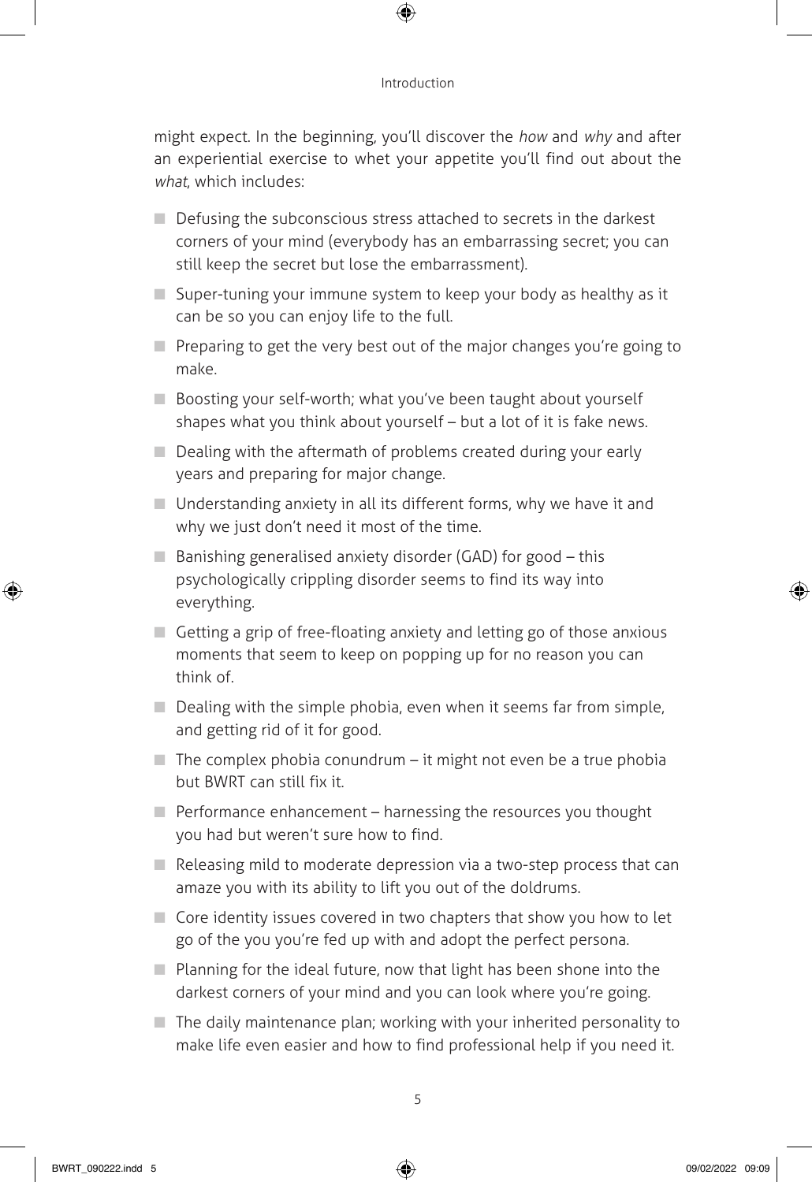might expect. In the beginning, you'll discover the *how* and *why* and after an experiential exercise to whet your appetite you'll find out about the *what*, which includes:

- Defusing the subconscious stress attached to secrets in the darkest corners of your mind (everybody has an embarrassing secret; you can still keep the secret but lose the embarrassment).
- Super-tuning your immune system to keep your body as healthy as it can be so you can enjoy life to the full.
- Preparing to get the very best out of the major changes you're going to make.
- Boosting your self-worth; what you've been taught about yourself shapes what you think about yourself – but a lot of it is fake news.
- Dealing with the aftermath of problems created during your early years and preparing for major change.
- Understanding anxiety in all its different forms, why we have it and why we just don't need it most of the time.
- Banishing generalised anxiety disorder (GAD) for good – this psychologically crippling disorder seems to find its way into everything.
- Getting a grip of free-floating anxiety and letting go of those anxious moments that seem to keep on popping up for no reason you can think of.
- Dealing with the simple phobia, even when it seems far from simple, and getting rid of it for good.
- The complex phobia conundrum – it might not even be a true phobia but BWRT can still fix it.
- Performance enhancement – harnessing the resources you thought you had but weren't sure how to find.
- Releasing mild to moderate depression via a two-step process that can amaze you with its ability to lift you out of the doldrums.
- Core identity issues covered in two chapters that show you how to let go of the you you're fed up with and adopt the perfect persona.
- Planning for the ideal future, now that light has been shone into the darkest corners of your mind and you can look where you're going.
- The daily maintenance plan; working with your inherited personality to make life even easier and how to find professional help if you need it.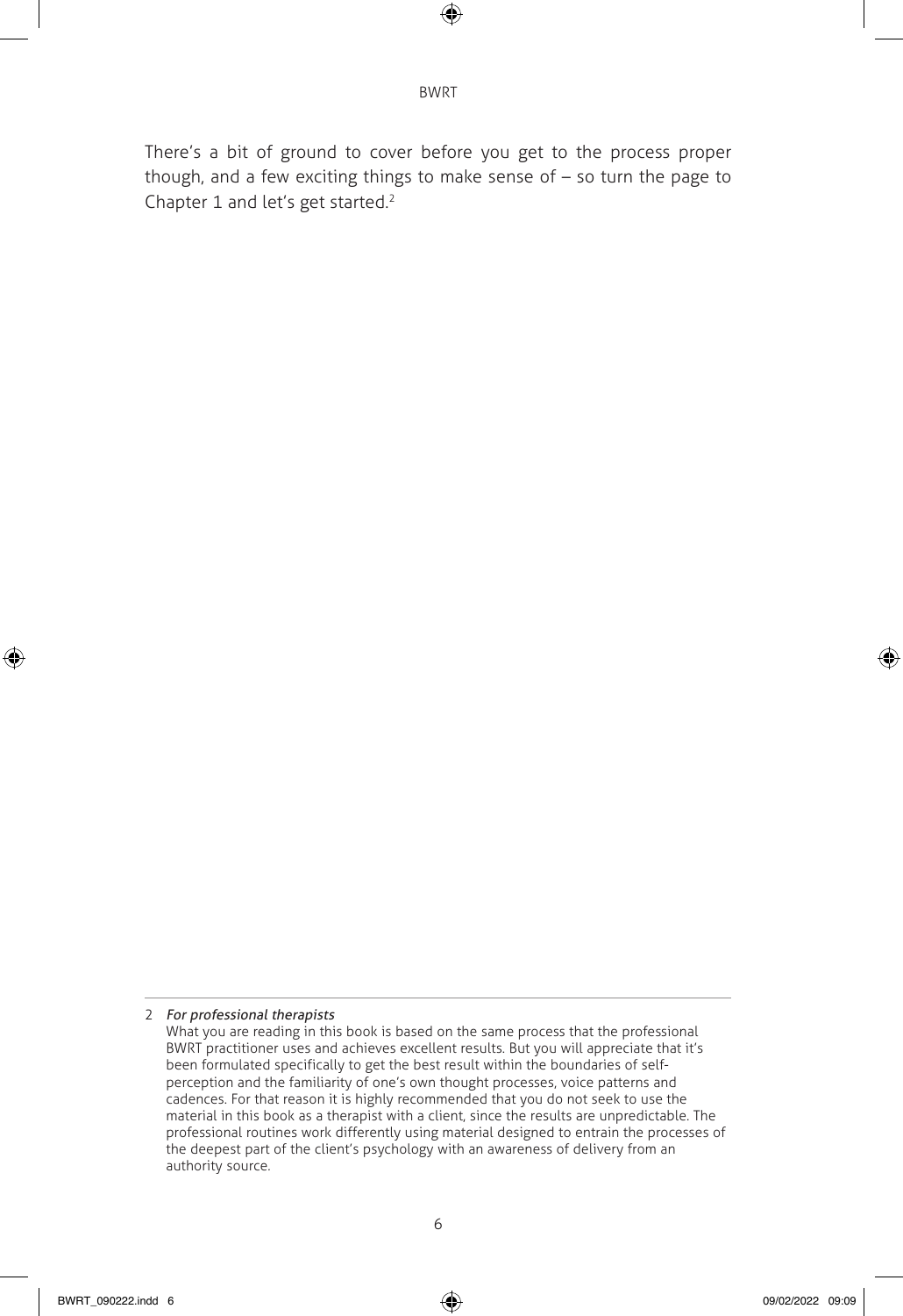There's a bit of ground to cover before you get to the process proper though, and a few exciting things to make sense of – so turn the page to Chapter 1 and let's get started.[2]

---

2 *For professional therapists*
What you are reading in this book is based on the same process that the professional BWRT practitioner uses and achieves excellent results. But you will appreciate that it's been formulated specifically to get the best result within the boundaries of self-perception and the familiarity of one's own thought processes, voice patterns and cadences. For that reason it is highly recommended that you do not seek to use the material in this book as a therapist with a client, since the results are unpredictable. The professional routines work differently using material designed to entrain the processes of the deepest part of the client's psychology with an awareness of delivery from an authority source.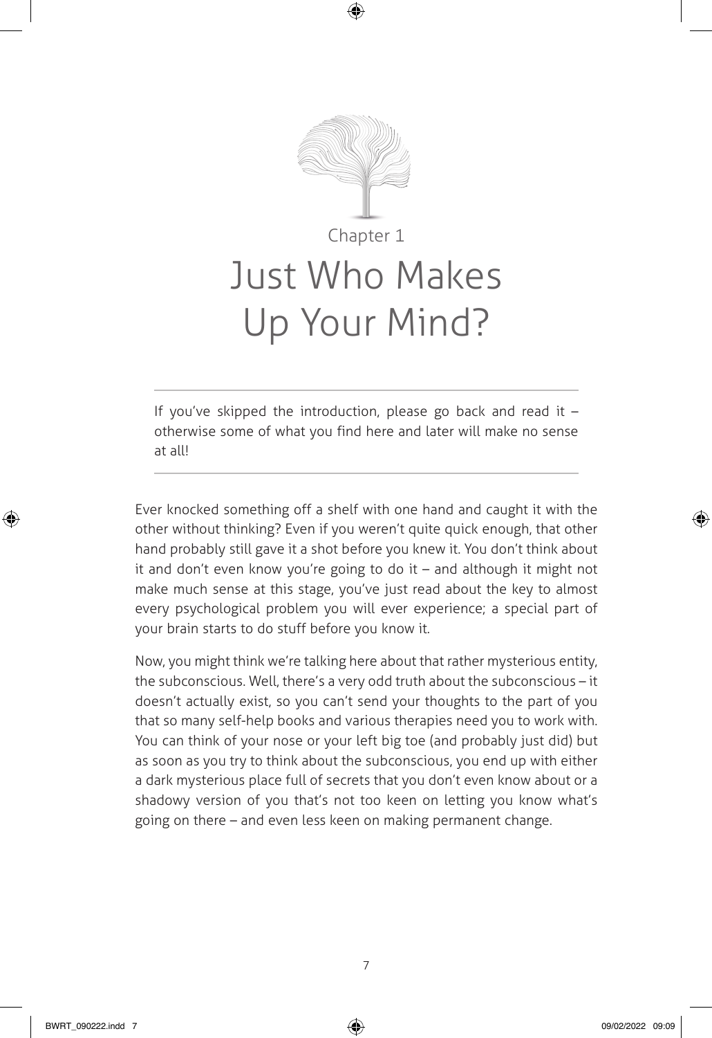# Chapter 1

# Just Who Makes Up Your Mind?

---

If you've skipped the introduction, please go back and read it – otherwise some of what you find here and later will make no sense at all!

---

Ever knocked something off a shelf with one hand and caught it with the other without thinking? Even if you weren't quite quick enough, that other hand probably still gave it a shot before you knew it. You don't think about it and don't even know you're going to do it – and although it might not make much sense at this stage, you've just read about the key to almost every psychological problem you will ever experience; a special part of your brain starts to do stuff before you know it.

Now, you might think we're talking here about that rather mysterious entity, the subconscious. Well, there's a very odd truth about the subconscious – it doesn't actually exist, so you can't send your thoughts to the part of you that so many self-help books and various therapies need you to work with. You can think of your nose or your left big toe (and probably just did) but as soon as you try to think about the subconscious, you end up with either a dark mysterious place full of secrets that you don't even know about or a shadowy version of you that's not too keen on letting you know what's going on there – and even less keen on making permanent change.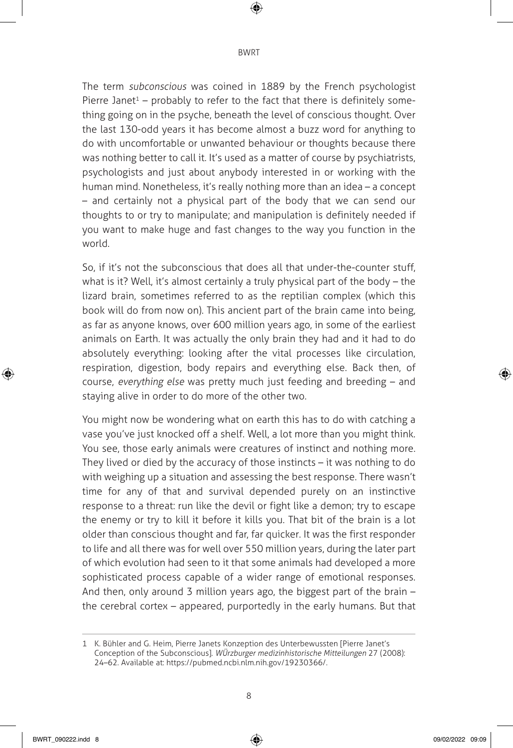The term *subconscious* was coined in 1889 by the French psychologist Pierre Janet[1] – probably to refer to the fact that there is definitely something going on in the psyche, beneath the level of conscious thought. Over the last 130-odd years it has become almost a buzz word for anything to do with uncomfortable or unwanted behaviour or thoughts because there was nothing better to call it. It's used as a matter of course by psychiatrists, psychologists and just about anybody interested in or working with the human mind. Nonetheless, it's really nothing more than an idea – a concept – and certainly not a physical part of the body that we can send our thoughts to or try to manipulate; and manipulation is definitely needed if you want to make huge and fast changes to the way you function in the world.

So, if it's not the subconscious that does all that under-the-counter stuff, what is it? Well, it's almost certainly a truly physical part of the body – the lizard brain, sometimes referred to as the reptilian complex (which this book will do from now on). This ancient part of the brain came into being, as far as anyone knows, over 600 million years ago, in some of the earliest animals on Earth. It was actually the only brain they had and it had to do absolutely everything: looking after the vital processes like circulation, respiration, digestion, body repairs and everything else. Back then, of course, *everything else* was pretty much just feeding and breeding – and staying alive in order to do more of the other two.

You might now be wondering what on earth this has to do with catching a vase you've just knocked off a shelf. Well, a lot more than you might think. You see, those early animals were creatures of instinct and nothing more. They lived or died by the accuracy of those instincts – it was nothing to do with weighing up a situation and assessing the best response. There wasn't time for any of that and survival depended purely on an instinctive response to a threat: run like the devil or fight like a demon; try to escape the enemy or try to kill it before it kills you. That bit of the brain is a lot older than conscious thought and far, far quicker. It was the first responder to life and all there was for well over 550 million years, during the later part of which evolution had seen to it that some animals had developed a more sophisticated process capable of a wider range of emotional responses. And then, only around 3 million years ago, the biggest part of the brain – the cerebral cortex – appeared, purportedly in the early humans. But that

---

1 K. Bühler and G. Heim, Pierre Janets Konzeption des Unterbewussten [Pierre Janet's Conception of the Subconscious]. *WÜrzburger medizinhistorische Mitteilungen* 27 (2008): 24–62. Available at: https://pubmed.ncbi.nlm.nih.gov/19230366/.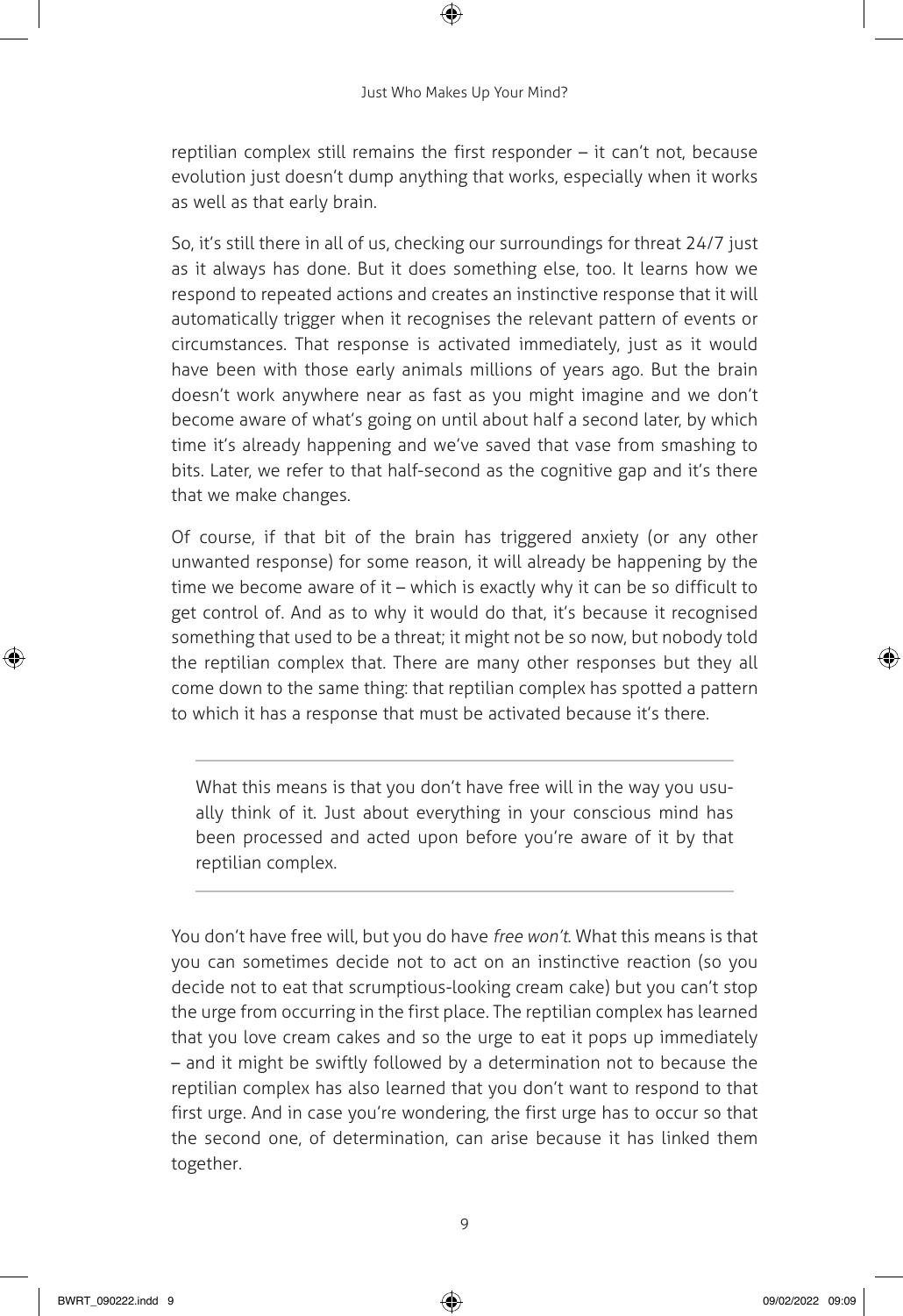reptilian complex still remains the first responder – it can't not, because evolution just doesn't dump anything that works, especially when it works as well as that early brain.

So, it's still there in all of us, checking our surroundings for threat 24/7 just as it always has done. But it does something else, too. It learns how we respond to repeated actions and creates an instinctive response that it will automatically trigger when it recognises the relevant pattern of events or circumstances. That response is activated immediately, just as it would have been with those early animals millions of years ago. But the brain doesn't work anywhere near as fast as you might imagine and we don't become aware of what's going on until about half a second later, by which time it's already happening and we've saved that vase from smashing to bits. Later, we refer to that half-second as the cognitive gap and it's there that we make changes.

Of course, if that bit of the brain has triggered anxiety (or any other unwanted response) for some reason, it will already be happening by the time we become aware of it – which is exactly why it can be so difficult to get control of. And as to why it would do that, it's because it recognised something that used to be a threat; it might not be so now, but nobody told the reptilian complex that. There are many other responses but they all come down to the same thing: that reptilian complex has spotted a pattern to which it has a response that must be activated because it's there.

---

What this means is that you don't have free will in the way you usually think of it. Just about everything in your conscious mind has been processed and acted upon before you're aware of it by that reptilian complex.

---

You don't have free will, but you do have *free won't*. What this means is that you can sometimes decide not to act on an instinctive reaction (so you decide not to eat that scrumptious-looking cream cake) but you can't stop the urge from occurring in the first place. The reptilian complex has learned that you love cream cakes and so the urge to eat it pops up immediately – and it might be swiftly followed by a determination not to because the reptilian complex has also learned that you don't want to respond to that first urge. And in case you're wondering, the first urge has to occur so that the second one, of determination, can arise because it has linked them together.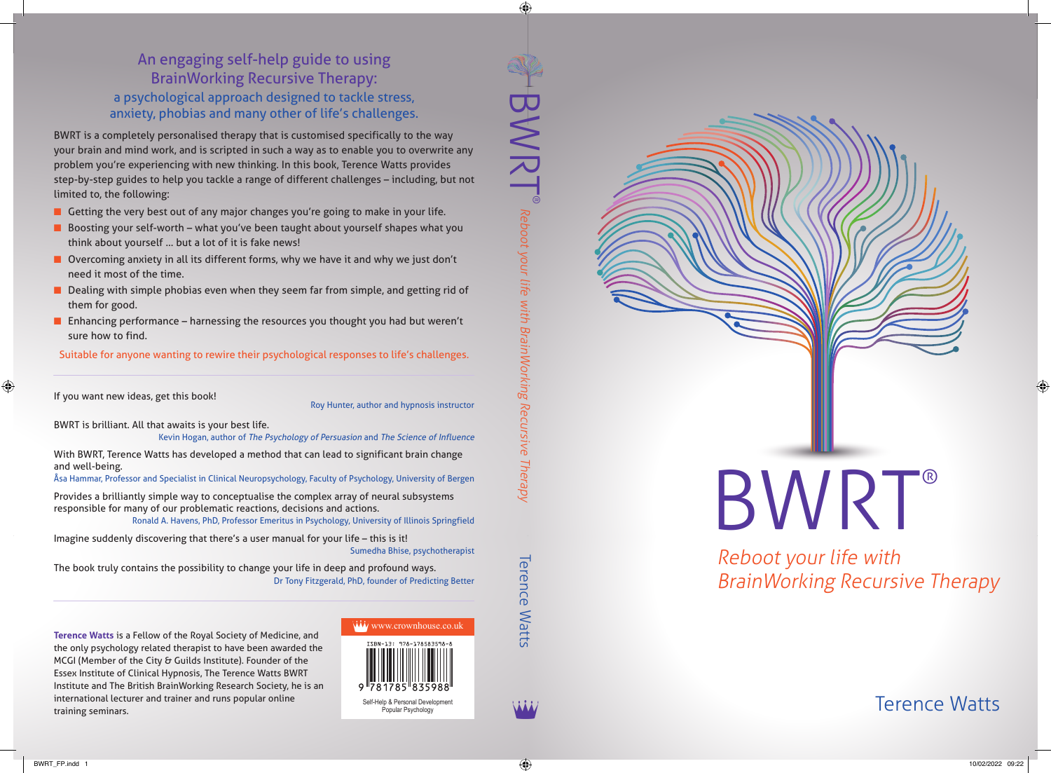## An engaging self-help guide to using BrainWorking Recursive Therapy:

### a psychological approach designed to tackle stress, anxiety, phobias and many other of life's challenges.

BWRT is a completely personalised therapy that is customised specifically to the way your brain and mind work, and is scripted in such a way as to enable you to overwrite any problem you're experiencing with new thinking. In this book, Terence Watts provides step-by-step guides to help you tackle a range of different challenges – including, but not limited to, the following:

- Getting the very best out of any major changes you're going to make in your life.
- Boosting your self-worth – what you've been taught about yourself shapes what you think about yourself ... but a lot of it is fake news!
- Overcoming anxiety in all its different forms, why we have it and why we just don't need it most of the time.
- Dealing with simple phobias even when they seem far from simple, and getting rid of them for good.
- Enhancing performance – harnessing the resources you thought you had but weren't sure how to find.

Suitable for anyone wanting to rewire their psychological responses to life's challenges.

If you want new ideas, get this book!
Roy Hunter, author and hypnosis instructor

BWRT is brilliant. All that awaits is your best life.
Kevin Hogan, author of *The Psychology of Persuasion* and *The Science of Influence*

With BWRT, Terence Watts has developed a method that can lead to significant brain change and well-being.
Åsa Hammar, Professor and Specialist in Clinical Neuropsychology, Faculty of Psychology, University of Bergen

Provides a brilliantly simple way to conceptualise the complex array of neural subsystems responsible for many of our problematic reactions, decisions and actions.
Ronald A. Havens, PhD, Professor Emeritus in Psychology, University of Illinois Springfield

Imagine suddenly discovering that there's a user manual for your life – this is it!
Sumedha Bhise, psychotherapist

The book truly contains the possibility to change your life in deep and profound ways.
Dr Tony Fitzgerald, PhD, founder of Predicting Better

**Terence Watts** is a Fellow of the Royal Society of Medicine, and the only psychology related therapist to have been awarded the MCGI (Member of the City & Guilds Institute). Founder of the Essex Institute of Clinical Hypnosis, The Terence Watts BWRT Institute and The British BrainWorking Research Society, he is an international lecturer and trainer and runs popular online training seminars.

www.crownhouse.co.uk

ISBN-13: 978-178583598-8

9 781785 835988

Self-Help & Personal Development
Popular Psychology

BWRT® *Reboot your life with BrainWorking Recursive Therapy* Terence Watts

# BWRT®

*Reboot your life with BrainWorking Recursive Therapy*

Terence Watts